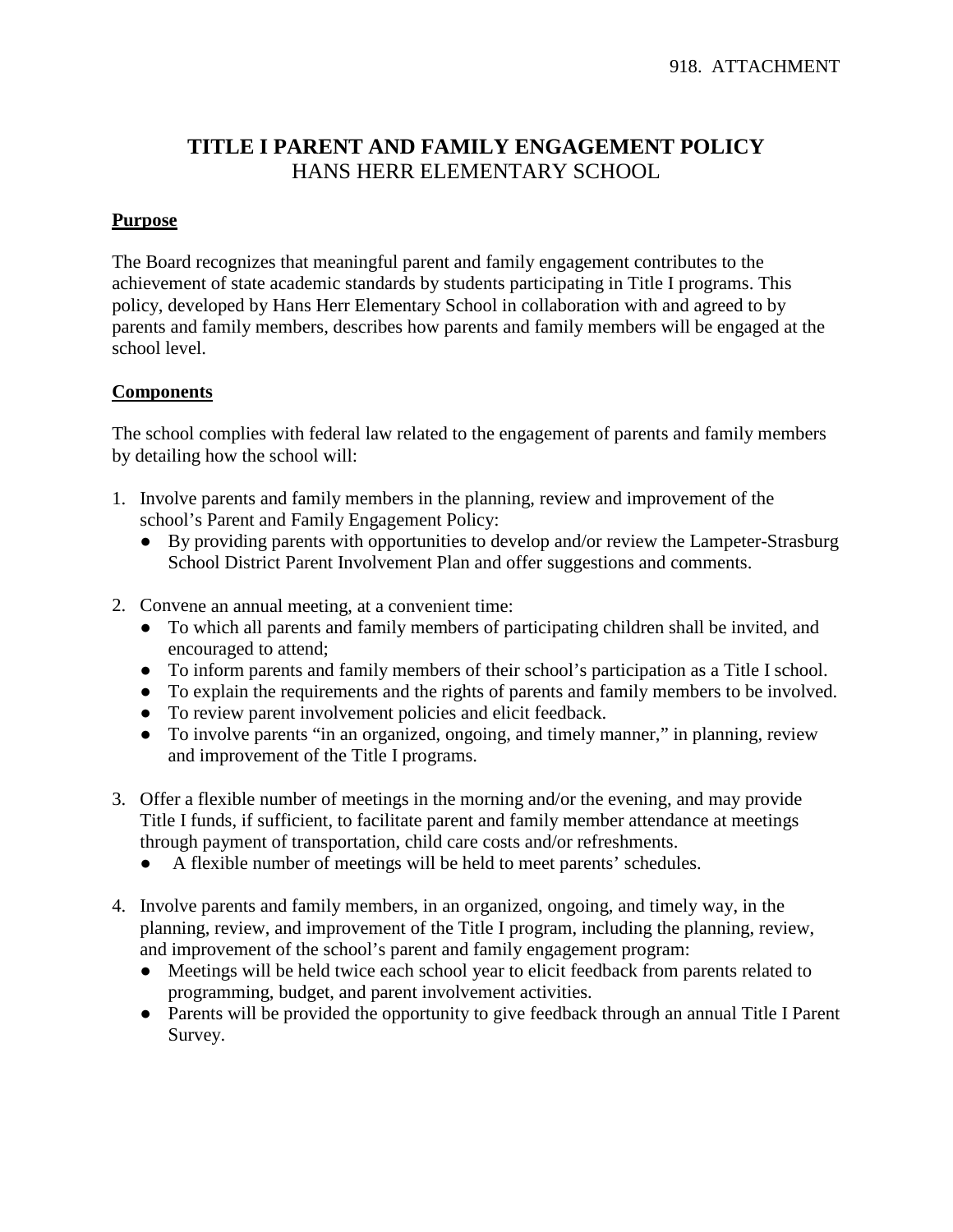918. ATTACHMENT

# TITLE I PARENT AND FAMILY ENGAGEMENT POLICY

## HANS HERR ELEMENTARY SCHOOL

**Purpose**

The Board recognizes that meaningful parent and family engagement contributes to the achievement of state academic standards by students participating in Title I programs. This policy, developed by Hans Herr Elementary School in collaboration with and agreed to by parents and family members, describes how parents and family members will be engaged at the school level.

**Components**

The school complies with federal law related to the engagement of parents and family members by detailing how the school will:

1. Involve parents and family members in the planning, review and improvement of the school's Parent and Family Engagement Policy:
   - By providing parents with opportunities to develop and/or review the Lampeter-Strasburg School District Parent Involvement Plan and offer suggestions and comments.

2. Convene an annual meeting, at a convenient time:
   - To which all parents and family members of participating children shall be invited, and encouraged to attend;
   - To inform parents and family members of their school's participation as a Title I school.
   - To explain the requirements and the rights of parents and family members to be involved.
   - To review parent involvement policies and elicit feedback.
   - To involve parents "in an organized, ongoing, and timely manner," in planning, review and improvement of the Title I programs.

3. Offer a flexible number of meetings in the morning and/or the evening, and may provide Title I funds, if sufficient, to facilitate parent and family member attendance at meetings through payment of transportation, child care costs and/or refreshments.
   - A flexible number of meetings will be held to meet parents' schedules.

4. Involve parents and family members, in an organized, ongoing, and timely way, in the planning, review, and improvement of the Title I program, including the planning, review, and improvement of the school's parent and family engagement program:
   - Meetings will be held twice each school year to elicit feedback from parents related to programming, budget, and parent involvement activities.
   - Parents will be provided the opportunity to give feedback through an annual Title I Parent Survey.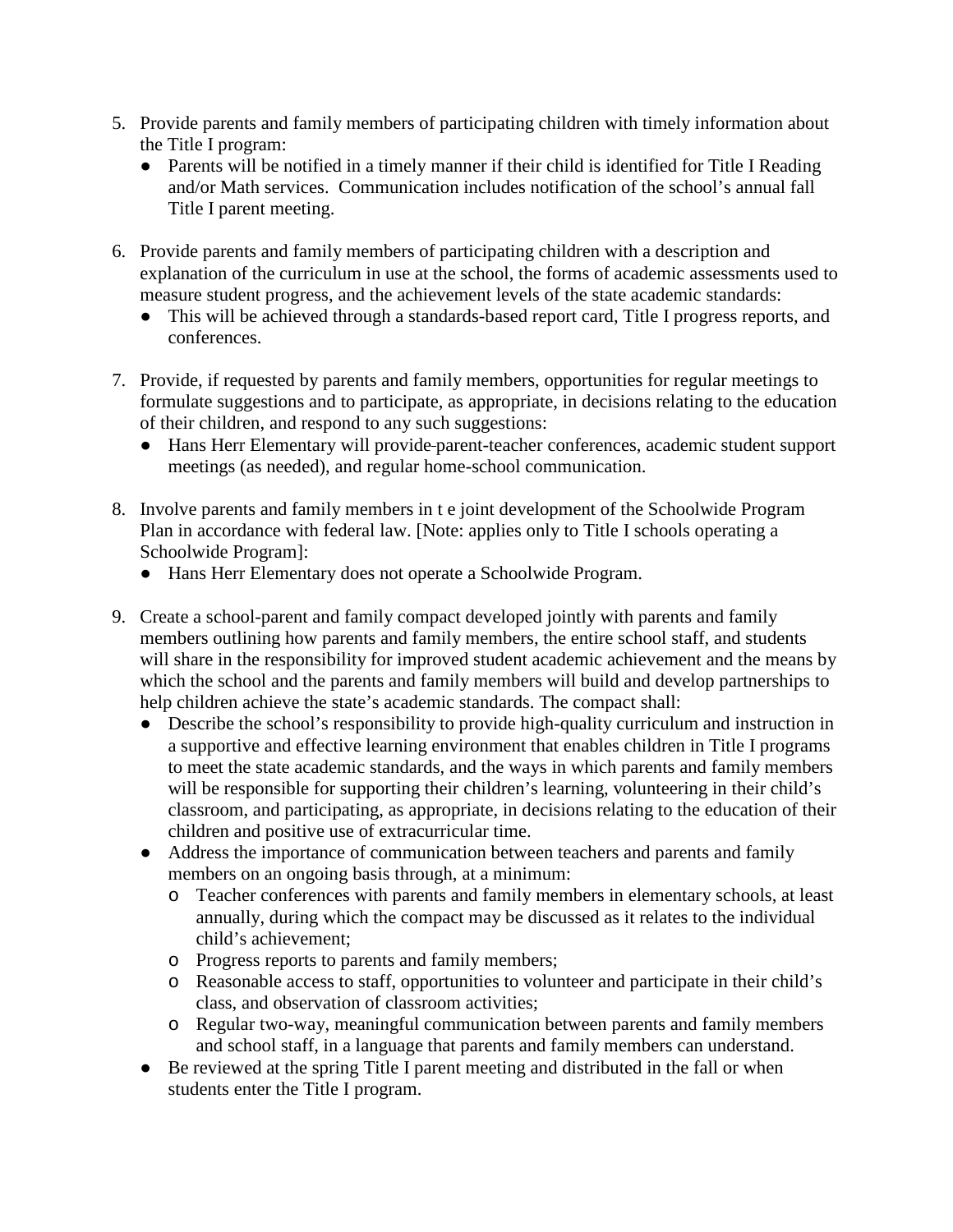5. Provide parents and family members of participating children with timely information about the Title I program:
   - Parents will be notified in a timely manner if their child is identified for Title I Reading and/or Math services. Communication includes notification of the school's annual fall Title I parent meeting.

6. Provide parents and family members of participating children with a description and explanation of the curriculum in use at the school, the forms of academic assessments used to measure student progress, and the achievement levels of the state academic standards:
   - This will be achieved through a standards-based report card, Title I progress reports, and conferences.

7. Provide, if requested by parents and family members, opportunities for regular meetings to formulate suggestions and to participate, as appropriate, in decisions relating to the education of their children, and respond to any such suggestions:
   - Hans Herr Elementary will provide parent-teacher conferences, academic student support meetings (as needed), and regular home-school communication.

8. Involve parents and family members in t e joint development of the Schoolwide Program Plan in accordance with federal law. [Note: applies only to Title I schools operating a Schoolwide Program]:
   - Hans Herr Elementary does not operate a Schoolwide Program.

9. Create a school-parent and family compact developed jointly with parents and family members outlining how parents and family members, the entire school staff, and students will share in the responsibility for improved student academic achievement and the means by which the school and the parents and family members will build and develop partnerships to help children achieve the state's academic standards. The compact shall:
   - Describe the school's responsibility to provide high-quality curriculum and instruction in a supportive and effective learning environment that enables children in Title I programs to meet the state academic standards, and the ways in which parents and family members will be responsible for supporting their children's learning, volunteering in their child's classroom, and participating, as appropriate, in decisions relating to the education of their children and positive use of extracurricular time.
   - Address the importance of communication between teachers and parents and family members on an ongoing basis through, at a minimum:
     - Teacher conferences with parents and family members in elementary schools, at least annually, during which the compact may be discussed as it relates to the individual child's achievement;
     - Progress reports to parents and family members;
     - Reasonable access to staff, opportunities to volunteer and participate in their child's class, and observation of classroom activities;
     - Regular two-way, meaningful communication between parents and family members and school staff, in a language that parents and family members can understand.
   - Be reviewed at the spring Title I parent meeting and distributed in the fall or when students enter the Title I program.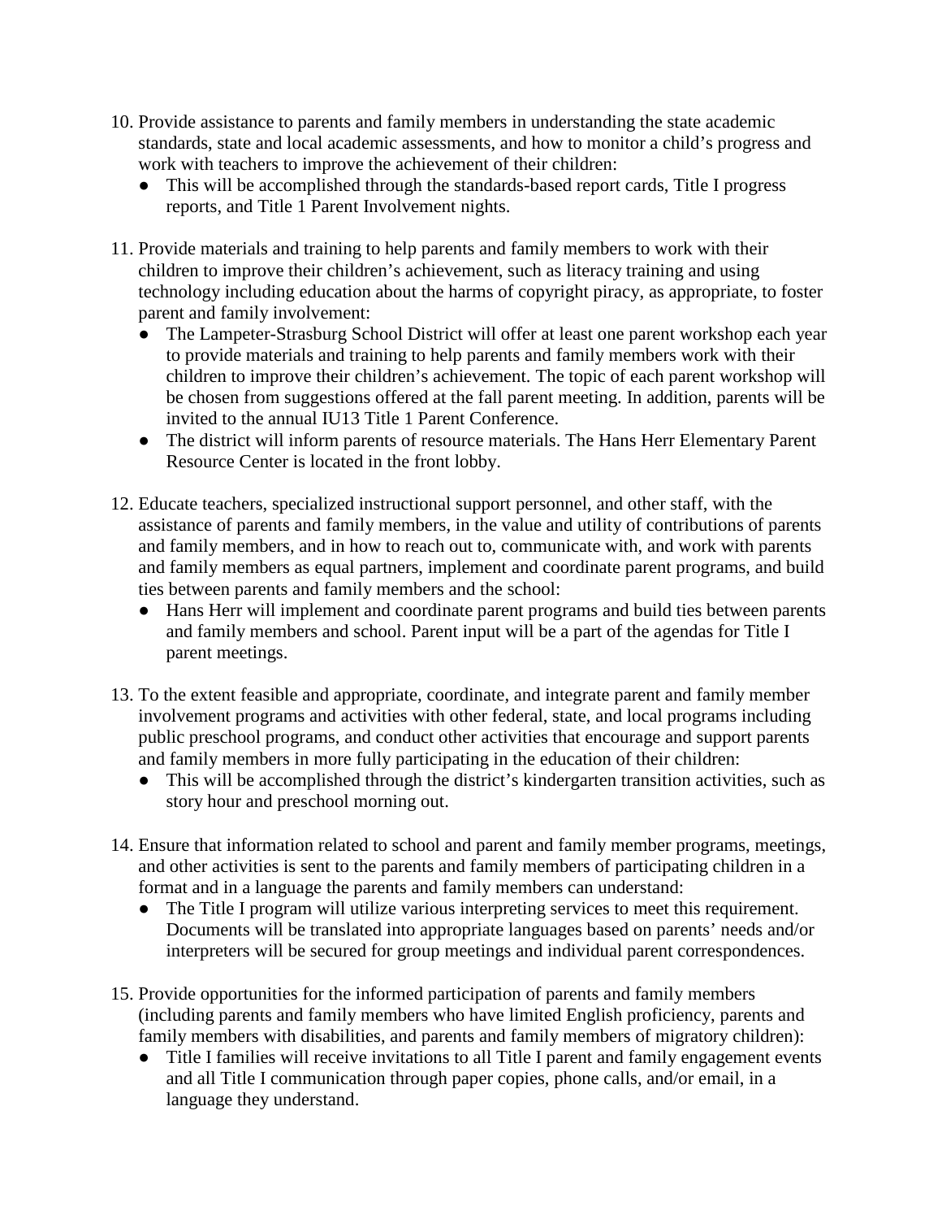10. Provide assistance to parents and family members in understanding the state academic standards, state and local academic assessments, and how to monitor a child's progress and work with teachers to improve the achievement of their children:
    - This will be accomplished through the standards-based report cards, Title I progress reports, and Title 1 Parent Involvement nights.

11. Provide materials and training to help parents and family members to work with their children to improve their children's achievement, such as literacy training and using technology including education about the harms of copyright piracy, as appropriate, to foster parent and family involvement:
    - The Lampeter-Strasburg School District will offer at least one parent workshop each year to provide materials and training to help parents and family members work with their children to improve their children's achievement. The topic of each parent workshop will be chosen from suggestions offered at the fall parent meeting. In addition, parents will be invited to the annual IU13 Title 1 Parent Conference.
    - The district will inform parents of resource materials. The Hans Herr Elementary Parent Resource Center is located in the front lobby.

12. Educate teachers, specialized instructional support personnel, and other staff, with the assistance of parents and family members, in the value and utility of contributions of parents and family members, and in how to reach out to, communicate with, and work with parents and family members as equal partners, implement and coordinate parent programs, and build ties between parents and family members and the school:
    - Hans Herr will implement and coordinate parent programs and build ties between parents and family members and school. Parent input will be a part of the agendas for Title I parent meetings.

13. To the extent feasible and appropriate, coordinate, and integrate parent and family member involvement programs and activities with other federal, state, and local programs including public preschool programs, and conduct other activities that encourage and support parents and family members in more fully participating in the education of their children:
    - This will be accomplished through the district's kindergarten transition activities, such as story hour and preschool morning out.

14. Ensure that information related to school and parent and family member programs, meetings, and other activities is sent to the parents and family members of participating children in a format and in a language the parents and family members can understand:
    - The Title I program will utilize various interpreting services to meet this requirement. Documents will be translated into appropriate languages based on parents' needs and/or interpreters will be secured for group meetings and individual parent correspondences.

15. Provide opportunities for the informed participation of parents and family members (including parents and family members who have limited English proficiency, parents and family members with disabilities, and parents and family members of migratory children):
    - Title I families will receive invitations to all Title I parent and family engagement events and all Title I communication through paper copies, phone calls, and/or email, in a language they understand.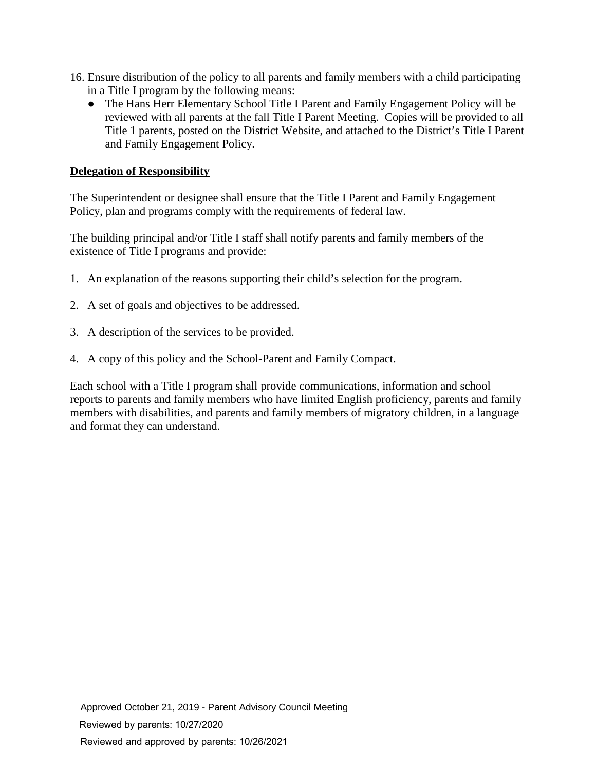16. Ensure distribution of the policy to all parents and family members with a child participating in a Title I program by the following means:
    - The Hans Herr Elementary School Title I Parent and Family Engagement Policy will be reviewed with all parents at the fall Title I Parent Meeting. Copies will be provided to all Title 1 parents, posted on the District Website, and attached to the District's Title I Parent and Family Engagement Policy.

**Delegation of Responsibility**

The Superintendent or designee shall ensure that the Title I Parent and Family Engagement Policy, plan and programs comply with the requirements of federal law.

The building principal and/or Title I staff shall notify parents and family members of the existence of Title I programs and provide:

1. An explanation of the reasons supporting their child's selection for the program.

2. A set of goals and objectives to be addressed.

3. A description of the services to be provided.

4. A copy of this policy and the School-Parent and Family Compact.

Each school with a Title I program shall provide communications, information and school reports to parents and family members who have limited English proficiency, parents and family members with disabilities, and parents and family members of migratory children, in a language and format they can understand.

Approved October 21, 2019 - Parent Advisory Council Meeting

Reviewed by parents: 10/27/2020

Reviewed and approved by parents: 10/26/2021